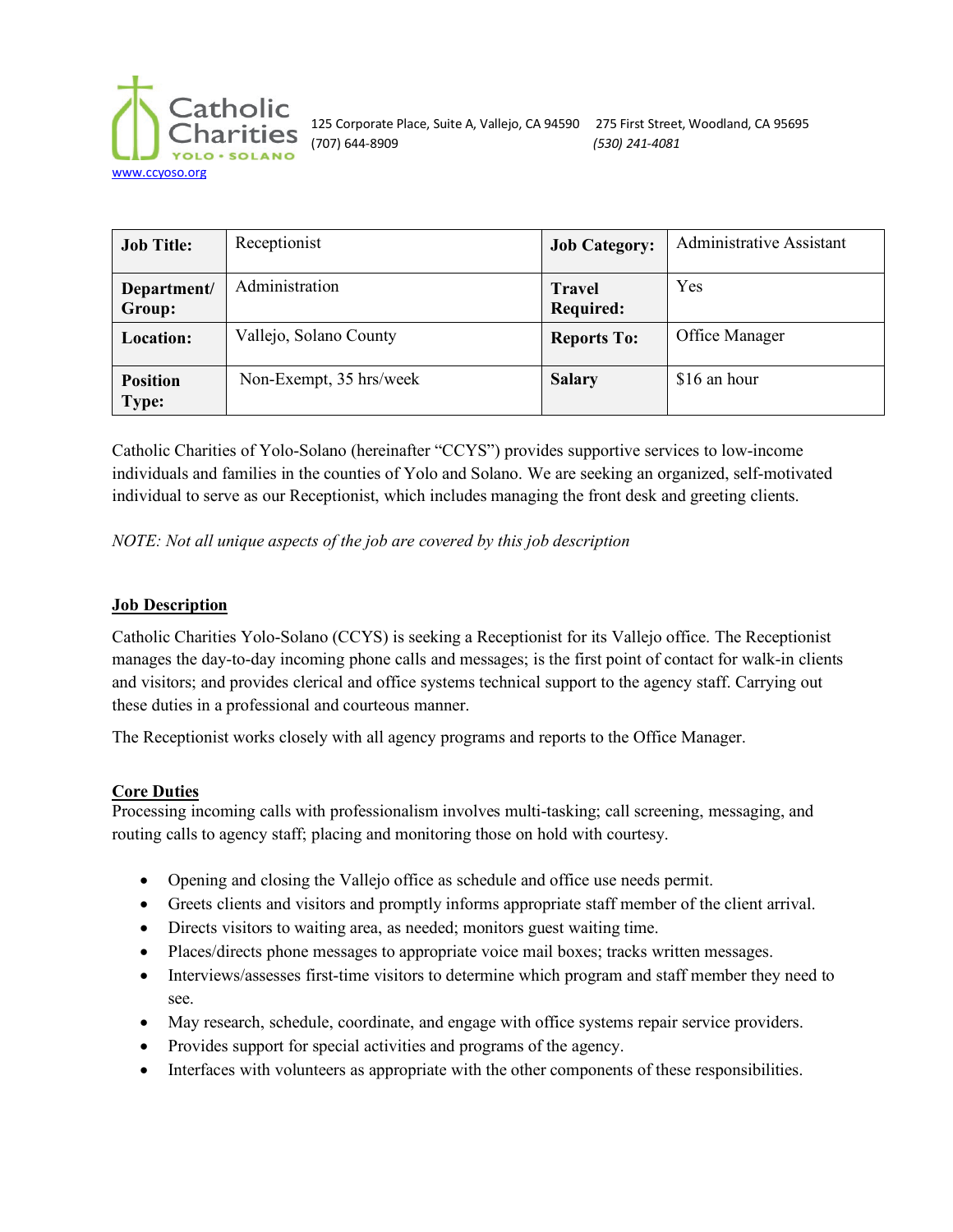Catholic Charities
YOLO • SOLANO

125 Corporate Place, Suite A, Vallejo, CA 94590 (707) 644-8909

275 First Street, Woodland, CA 95695 *(530) 241-4081*

www.ccyoso.org

| **Job Title:** | Receptionist | **Job Category:** | Administrative Assistant |
|---|---|---|---|
| **Department/ Group:** | Administration | **Travel Required:** | Yes |
| **Location:** | Vallejo, Solano County | **Reports To:** | Office Manager |
| **Position Type:** | Non-Exempt, 35 hrs/week | **Salary** | $16 an hour |

Catholic Charities of Yolo-Solano (hereinafter "CCYS") provides supportive services to low-income individuals and families in the counties of Yolo and Solano. We are seeking an organized, self-motivated individual to serve as our Receptionist, which includes managing the front desk and greeting clients.

*NOTE: Not all unique aspects of the job are covered by this job description*

## Job Description

Catholic Charities Yolo-Solano (CCYS) is seeking a Receptionist for its Vallejo office. The Receptionist manages the day-to-day incoming phone calls and messages; is the first point of contact for walk-in clients and visitors; and provides clerical and office systems technical support to the agency staff. Carrying out these duties in a professional and courteous manner.

The Receptionist works closely with all agency programs and reports to the Office Manager.

## Core Duties

Processing incoming calls with professionalism involves multi-tasking; call screening, messaging, and routing calls to agency staff; placing and monitoring those on hold with courtesy.

- Opening and closing the Vallejo office as schedule and office use needs permit.
- Greets clients and visitors and promptly informs appropriate staff member of the client arrival.
- Directs visitors to waiting area, as needed; monitors guest waiting time.
- Places/directs phone messages to appropriate voice mail boxes; tracks written messages.
- Interviews/assesses first-time visitors to determine which program and staff member they need to see.
- May research, schedule, coordinate, and engage with office systems repair service providers.
- Provides support for special activities and programs of the agency.
- Interfaces with volunteers as appropriate with the other components of these responsibilities.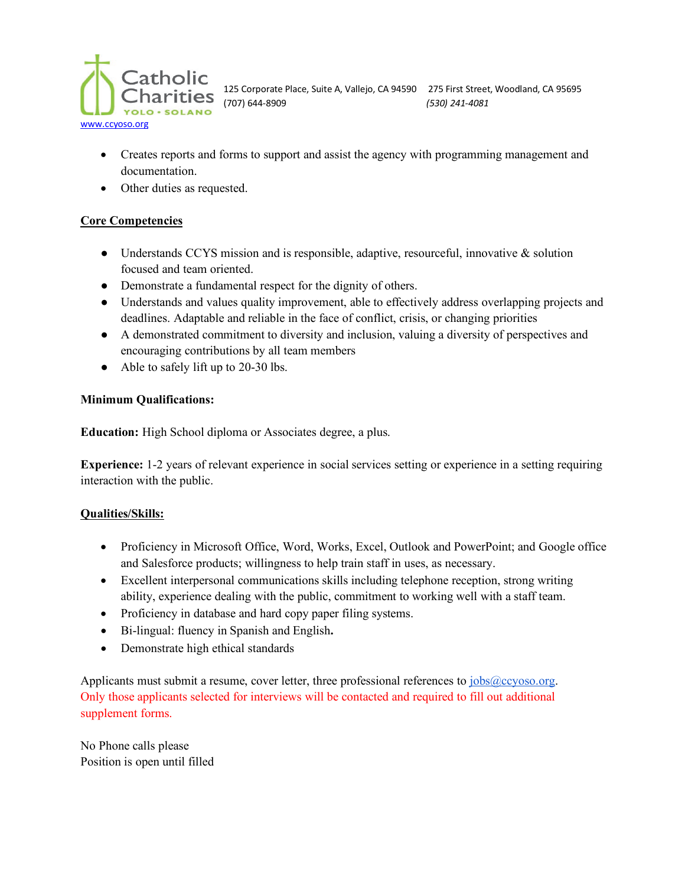- Creates reports and forms to support and assist the agency with programming management and documentation.
- Other duties as requested.

**Core Competencies**

- Understands CCYS mission and is responsible, adaptive, resourceful, innovative & solution focused and team oriented.
- Demonstrate a fundamental respect for the dignity of others.
- Understands and values quality improvement, able to effectively address overlapping projects and deadlines. Adaptable and reliable in the face of conflict, crisis, or changing priorities
- A demonstrated commitment to diversity and inclusion, valuing a diversity of perspectives and encouraging contributions by all team members
- Able to safely lift up to 20-30 lbs.

**Minimum Qualifications:**

**Education:** High School diploma or Associates degree, a plus.

**Experience:** 1-2 years of relevant experience in social services setting or experience in a setting requiring interaction with the public.

**Qualities/Skills:**

- Proficiency in Microsoft Office, Word, Works, Excel, Outlook and PowerPoint; and Google office and Salesforce products; willingness to help train staff in uses, as necessary.
- Excellent interpersonal communications skills including telephone reception, strong writing ability, experience dealing with the public, commitment to working well with a staff team.
- Proficiency in database and hard copy paper filing systems.
- Bi-lingual: fluency in Spanish and English**.**
- Demonstrate high ethical standards

Applicants must submit a resume, cover letter, three professional references to jobs@ccyoso.org. Only those applicants selected for interviews will be contacted and required to fill out additional supplement forms.

No Phone calls please
Position is open until filled